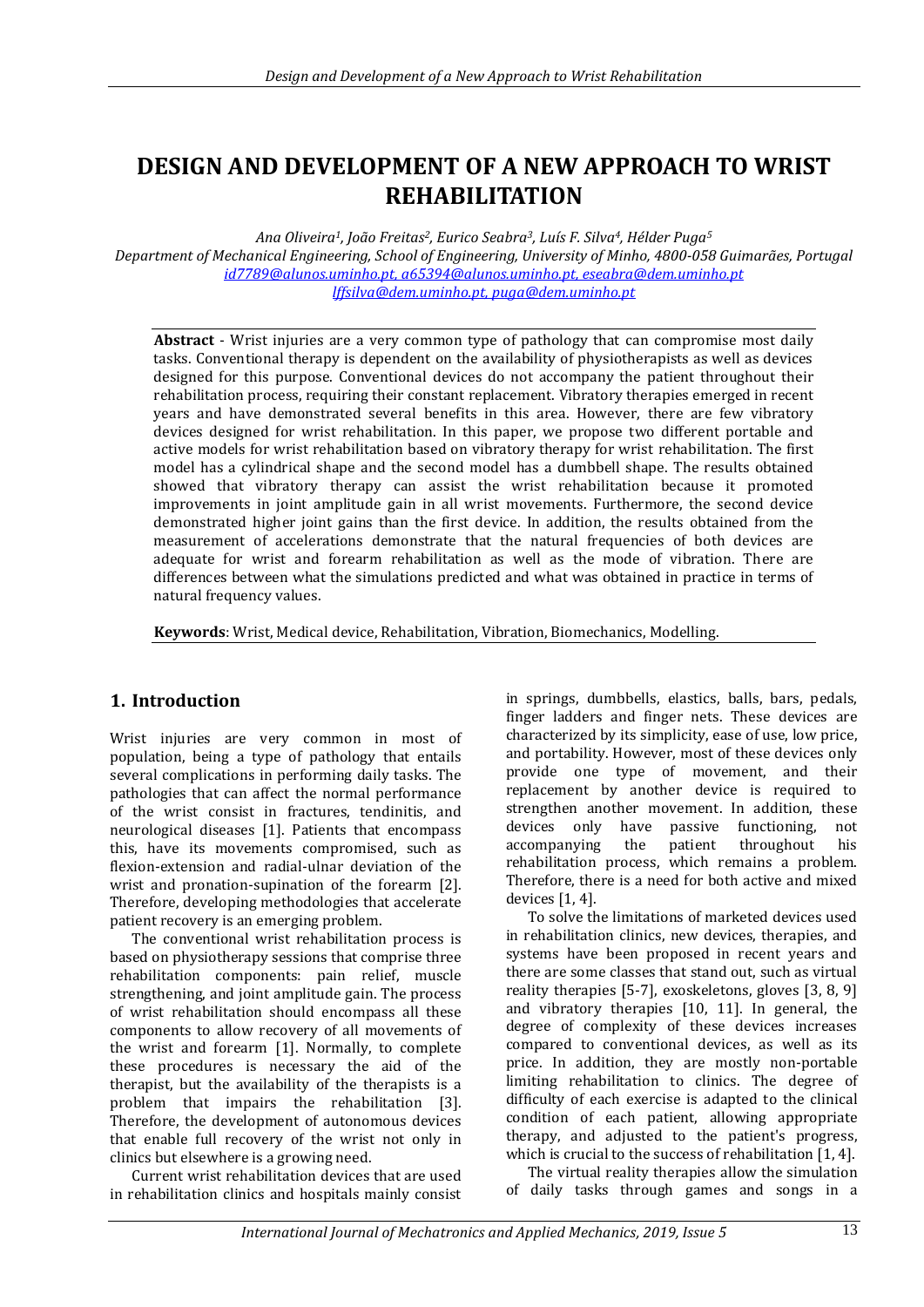# DESIGN AND DEVELOPMENT OF A NEW APPROACH TO WRIST REHABILITATION

*Ana Oliveira[1], João Freitas[2], Eurico Seabra[3], Luís F. Silva[4], Hélder Puga[5]*
*Department of Mechanical Engineering, School of Engineering, University of Minho, 4800-058 Guimarães, Portugal*
id7789@alunos.uminho.pt, a65394@alunos.uminho.pt, eseabra@dem.uminho.pt
lffsilva@dem.uminho.pt, puga@dem.uminho.pt

**Abstract** - Wrist injuries are a very common type of pathology that can compromise most daily tasks. Conventional therapy is dependent on the availability of physiotherapists as well as devices designed for this purpose. Conventional devices do not accompany the patient throughout their rehabilitation process, requiring their constant replacement. Vibratory therapies emerged in recent years and have demonstrated several benefits in this area. However, there are few vibratory devices designed for wrist rehabilitation. In this paper, we propose two different portable and active models for wrist rehabilitation based on vibratory therapy for wrist rehabilitation. The first model has a cylindrical shape and the second model has a dumbbell shape. The results obtained showed that vibratory therapy can assist the wrist rehabilitation because it promoted improvements in joint amplitude gain in all wrist movements. Furthermore, the second device demonstrated higher joint gains than the first device. In addition, the results obtained from the measurement of accelerations demonstrate that the natural frequencies of both devices are adequate for wrist and forearm rehabilitation as well as the mode of vibration. There are differences between what the simulations predicted and what was obtained in practice in terms of natural frequency values.

**Keywords**: Wrist, Medical device, Rehabilitation, Vibration, Biomechanics, Modelling.

## 1. Introduction

Wrist injuries are very common in most of population, being a type of pathology that entails several complications in performing daily tasks. The pathologies that can affect the normal performance of the wrist consist in fractures, tendinitis, and neurological diseases [1]. Patients that encompass this, have its movements compromised, such as flexion-extension and radial-ulnar deviation of the wrist and pronation-supination of the forearm [2]. Therefore, developing methodologies that accelerate patient recovery is an emerging problem.

The conventional wrist rehabilitation process is based on physiotherapy sessions that comprise three rehabilitation components: pain relief, muscle strengthening, and joint amplitude gain. The process of wrist rehabilitation should encompass all these components to allow recovery of all movements of the wrist and forearm [1]. Normally, to complete these procedures is necessary the aid of the therapist, but the availability of the therapists is a problem that impairs the rehabilitation [3]. Therefore, the development of autonomous devices that enable full recovery of the wrist not only in clinics but elsewhere is a growing need.

Current wrist rehabilitation devices that are used in rehabilitation clinics and hospitals mainly consist in springs, dumbbells, elastics, balls, bars, pedals, finger ladders and finger nets. These devices are characterized by its simplicity, ease of use, low price, and portability. However, most of these devices only provide one type of movement, and their replacement by another device is required to strengthen another movement. In addition, these devices only have passive functioning, not accompanying the patient throughout his rehabilitation process, which remains a problem. Therefore, there is a need for both active and mixed devices [1, 4].

To solve the limitations of marketed devices used in rehabilitation clinics, new devices, therapies, and systems have been proposed in recent years and there are some classes that stand out, such as virtual reality therapies [5-7], exoskeletons, gloves [3, 8, 9] and vibratory therapies [10, 11]. In general, the degree of complexity of these devices increases compared to conventional devices, as well as its price. In addition, they are mostly non-portable limiting rehabilitation to clinics. The degree of difficulty of each exercise is adapted to the clinical condition of each patient, allowing appropriate therapy, and adjusted to the patient's progress, which is crucial to the success of rehabilitation [1, 4].

The virtual reality therapies allow the simulation of daily tasks through games and songs in a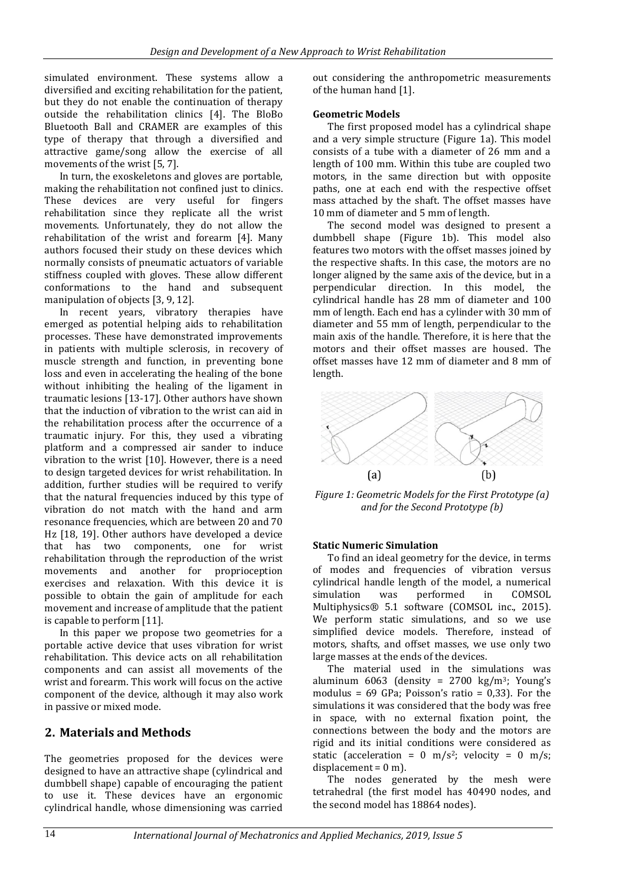simulated environment. These systems allow a diversified and exciting rehabilitation for the patient, but they do not enable the continuation of therapy outside the rehabilitation clinics [4]. The BloBo Bluetooth Ball and CRAMER are examples of this type of therapy that through a diversified and attractive game/song allow the exercise of all movements of the wrist [5, 7].

In turn, the exoskeletons and gloves are portable, making the rehabilitation not confined just to clinics. These devices are very useful for fingers rehabilitation since they replicate all the wrist movements. Unfortunately, they do not allow the rehabilitation of the wrist and forearm [4]. Many authors focused their study on these devices which normally consists of pneumatic actuators of variable stiffness coupled with gloves. These allow different conformations to the hand and subsequent manipulation of objects [3, 9, 12].

In recent years, vibratory therapies have emerged as potential helping aids to rehabilitation processes. These have demonstrated improvements in patients with multiple sclerosis, in recovery of muscle strength and function, in preventing bone loss and even in accelerating the healing of the bone without inhibiting the healing of the ligament in traumatic lesions [13-17]. Other authors have shown that the induction of vibration to the wrist can aid in the rehabilitation process after the occurrence of a traumatic injury. For this, they used a vibrating platform and a compressed air sander to induce vibration to the wrist [10]. However, there is a need to design targeted devices for wrist rehabilitation. In addition, further studies will be required to verify that the natural frequencies induced by this type of vibration do not match with the hand and arm resonance frequencies, which are between 20 and 70 Hz [18, 19]. Other authors have developed a device that has two components, one for wrist rehabilitation through the reproduction of the wrist movements and another for proprioception exercises and relaxation. With this device it is possible to obtain the gain of amplitude for each movement and increase of amplitude that the patient is capable to perform [11].

In this paper we propose two geometries for a portable active device that uses vibration for wrist rehabilitation. This device acts on all rehabilitation components and can assist all movements of the wrist and forearm. This work will focus on the active component of the device, although it may also work in passive or mixed mode.

## 2. Materials and Methods

The geometries proposed for the devices were designed to have an attractive shape (cylindrical and dumbbell shape) capable of encouraging the patient to use it. These devices have an ergonomic cylindrical handle, whose dimensioning was carried out considering the anthropometric measurements of the human hand [1].

### Geometric Models

The first proposed model has a cylindrical shape and a very simple structure (Figure 1a). This model consists of a tube with a diameter of 26 mm and a length of 100 mm. Within this tube are coupled two motors, in the same direction but with opposite paths, one at each end with the respective offset mass attached by the shaft. The offset masses have 10 mm of diameter and 5 mm of length.

The second model was designed to present a dumbbell shape (Figure 1b). This model also features two motors with the offset masses joined by the respective shafts. In this case, the motors are no longer aligned by the same axis of the device, but in a perpendicular direction. In this model, the cylindrical handle has 28 mm of diameter and 100 mm of length. Each end has a cylinder with 30 mm of diameter and 55 mm of length, perpendicular to the main axis of the handle. Therefore, it is here that the motors and their offset masses are housed. The offset masses have 12 mm of diameter and 8 mm of length.

(a) (b)

*Figure 1: Geometric Models for the First Prototype (a) and for the Second Prototype (b)*

### Static Numeric Simulation

To find an ideal geometry for the device, in terms of modes and frequencies of vibration versus cylindrical handle length of the model, a numerical simulation was performed in COMSOL Multiphysics® 5.1 software (COMSOL inc., 2015). We perform static simulations, and so we use simplified device models. Therefore, instead of motors, shafts, and offset masses, we use only two large masses at the ends of the devices.

The material used in the simulations was aluminum 6063 (density = 2700 kg/m$^3$; Young's modulus = 69 GPa; Poisson's ratio = 0,33). For the simulations it was considered that the body was free in space, with no external fixation point, the connections between the body and the motors are rigid and its initial conditions were considered as static (acceleration = 0 m/s$^2$; velocity = 0 m/s; displacement = 0 m).

The nodes generated by the mesh were tetrahedral (the first model has 40490 nodes, and the second model has 18864 nodes).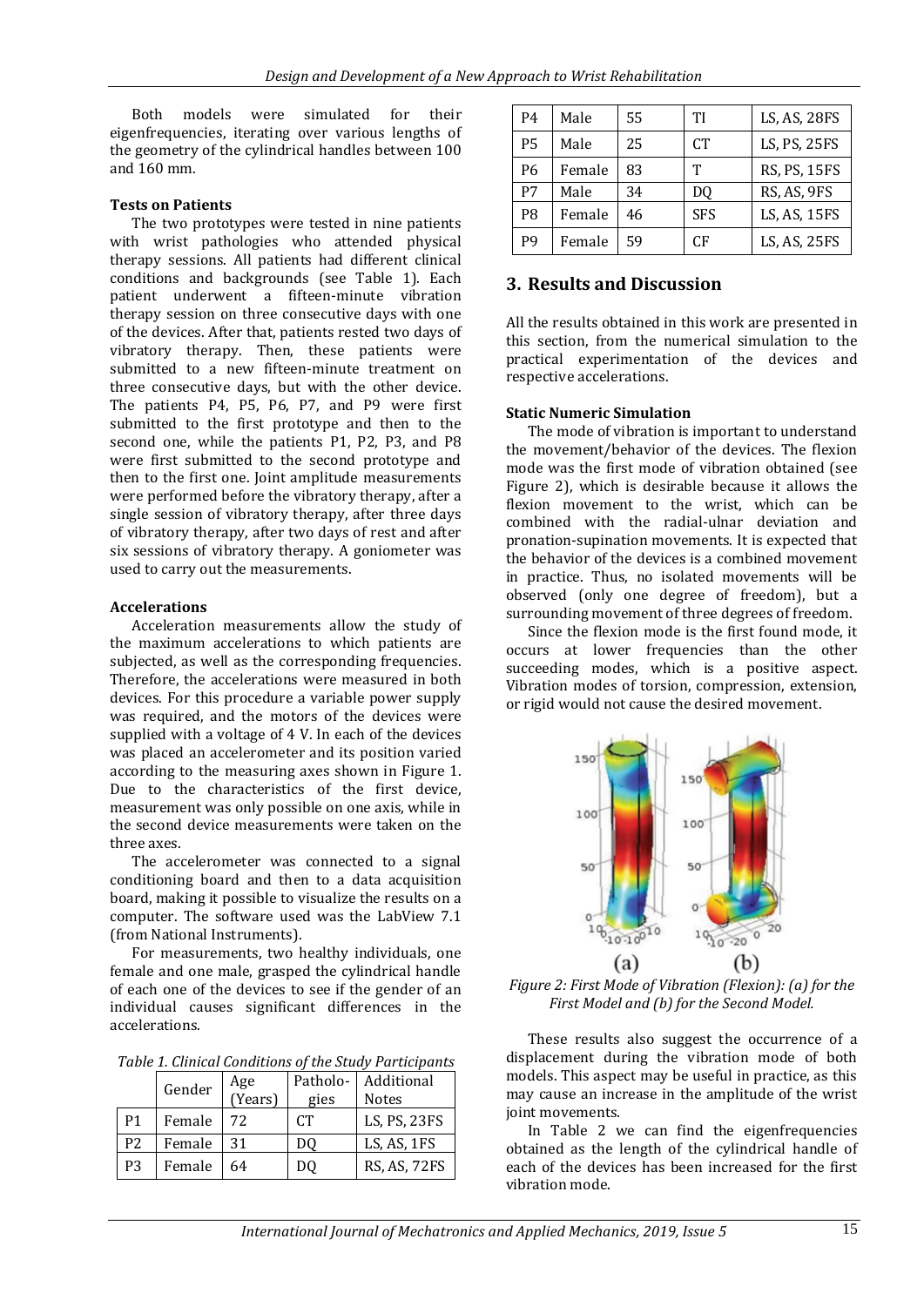Both models were simulated for their eigenfrequencies, iterating over various lengths of the geometry of the cylindrical handles between 100 and 160 mm.

**Tests on Patients**

The two prototypes were tested in nine patients with wrist pathologies who attended physical therapy sessions. All patients had different clinical conditions and backgrounds (see Table 1). Each patient underwent a fifteen-minute vibration therapy session on three consecutive days with one of the devices. After that, patients rested two days of vibratory therapy. Then, these patients were submitted to a new fifteen-minute treatment on three consecutive days, but with the other device. The patients P4, P5, P6, P7, and P9 were first submitted to the first prototype and then to the second one, while the patients P1, P2, P3, and P8 were first submitted to the second prototype and then to the first one. Joint amplitude measurements were performed before the vibratory therapy, after a single session of vibratory therapy, after three days of vibratory therapy, after two days of rest and after six sessions of vibratory therapy. A goniometer was used to carry out the measurements.

**Accelerations**

Acceleration measurements allow the study of the maximum accelerations to which patients are subjected, as well as the corresponding frequencies. Therefore, the accelerations were measured in both devices. For this procedure a variable power supply was required, and the motors of the devices were supplied with a voltage of 4 V. In each of the devices was placed an accelerometer and its position varied according to the measuring axes shown in Figure 1. Due to the characteristics of the first device, measurement was only possible on one axis, while in the second device measurements were taken on the three axes.

The accelerometer was connected to a signal conditioning board and then to a data acquisition board, making it possible to visualize the results on a computer. The software used was the LabView 7.1 (from National Instruments).

For measurements, two healthy individuals, one female and one male, grasped the cylindrical handle of each one of the devices to see if the gender of an individual causes significant differences in the accelerations.

*Table 1. Clinical Conditions of the Study Participants*

| | Gender | Age (Years) | Pathologies | Additional Notes |
|---|---|---|---|---|
| P1 | Female | 72 | CT | LS, PS, 23FS |
| P2 | Female | 31 | DQ | LS, AS, 1FS |
| P3 | Female | 64 | DQ | RS, AS, 72FS |
| P4 | Male | 55 | TI | LS, AS, 28FS |
| P5 | Male | 25 | CT | LS, PS, 25FS |
| P6 | Female | 83 | T | RS, PS, 15FS |
| P7 | Male | 34 | DQ | RS, AS, 9FS |
| P8 | Female | 46 | SFS | LS, AS, 15FS |
| P9 | Female | 59 | CF | LS, AS, 25FS |

## 3. Results and Discussion

All the results obtained in this work are presented in this section, from the numerical simulation to the practical experimentation of the devices and respective accelerations.

**Static Numeric Simulation**

The mode of vibration is important to understand the movement/behavior of the devices. The flexion mode was the first mode of vibration obtained (see Figure 2), which is desirable because it allows the flexion movement to the wrist, which can be combined with the radial-ulnar deviation and pronation-supination movements. It is expected that the behavior of the devices is a combined movement in practice. Thus, no isolated movements will be observed (only one degree of freedom), but a surrounding movement of three degrees of freedom.

Since the flexion mode is the first found mode, it occurs at lower frequencies than the other succeeding modes, which is a positive aspect. Vibration modes of torsion, compression, extension, or rigid would not cause the desired movement.

*Figure 2: First Mode of Vibration (Flexion): (a) for the First Model and (b) for the Second Model.*

These results also suggest the occurrence of a displacement during the vibration mode of both models. This aspect may be useful in practice, as this may cause an increase in the amplitude of the wrist joint movements.

In Table 2 we can find the eigenfrequencies obtained as the length of the cylindrical handle of each of the devices has been increased for the first vibration mode.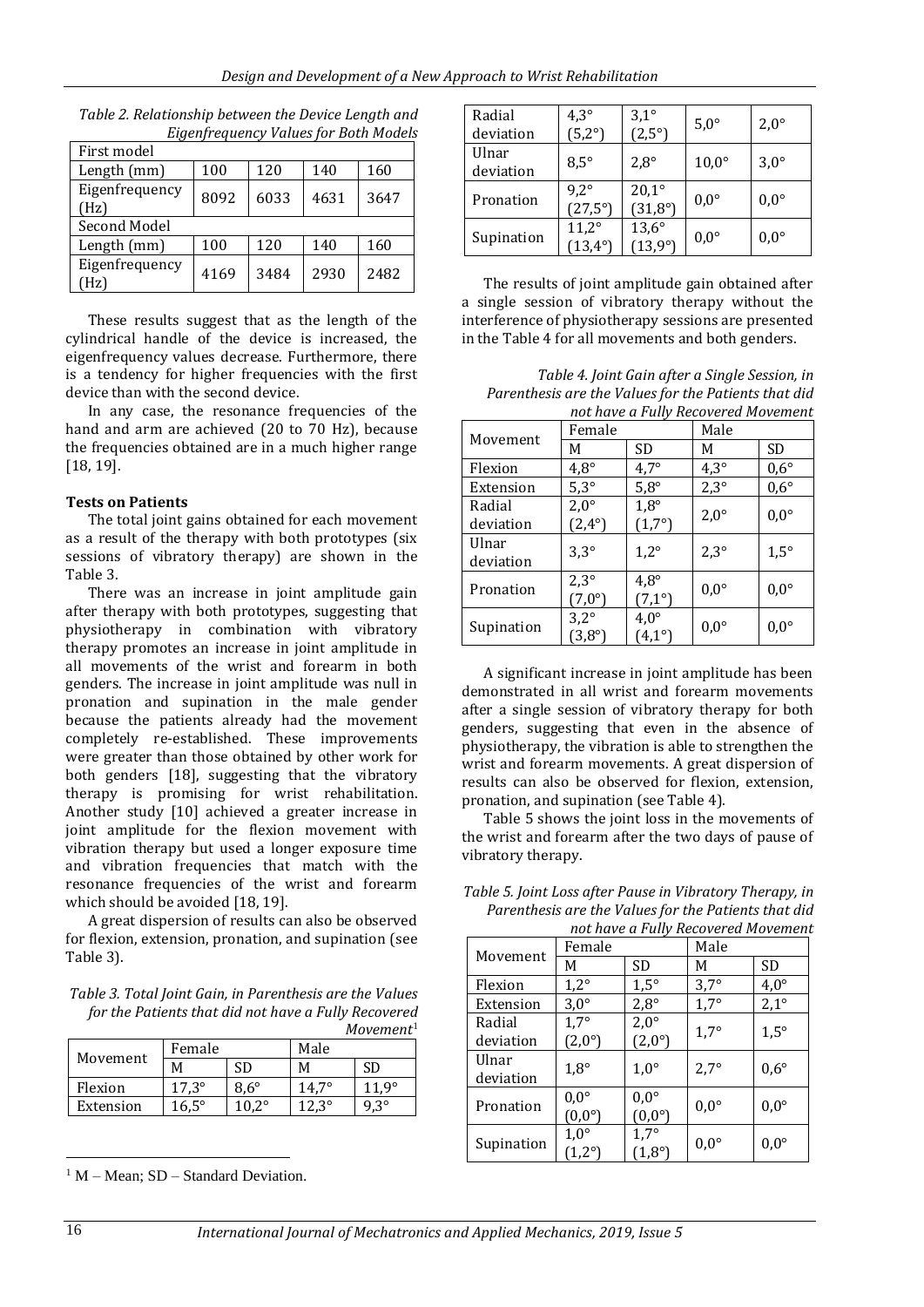*Table 2. Relationship between the Device Length and Eigenfrequency Values for Both Models*

| First model | | | | |
|---|---|---|---|---|
| Length (mm) | 100 | 120 | 140 | 160 |
| Eigenfrequency (Hz) | 8092 | 6033 | 4631 | 3647 |
| Second Model | | | | |
| Length (mm) | 100 | 120 | 140 | 160 |
| Eigenfrequency (Hz) | 4169 | 3484 | 2930 | 2482 |

These results suggest that as the length of the cylindrical handle of the device is increased, the eigenfrequency values decrease. Furthermore, there is a tendency for higher frequencies with the first device than with the second device.

In any case, the resonance frequencies of the hand and arm are achieved (20 to 70 Hz), because the frequencies obtained are in a much higher range [18, 19].

**Tests on Patients**

The total joint gains obtained for each movement as a result of the therapy with both prototypes (six sessions of vibratory therapy) are shown in the Table 3.

There was an increase in joint amplitude gain after therapy with both prototypes, suggesting that physiotherapy in combination with vibratory therapy promotes an increase in joint amplitude in all movements of the wrist and forearm in both genders. The increase in joint amplitude was null in pronation and supination in the male gender because the patients already had the movement completely re-established. These improvements were greater than those obtained by other work for both genders [18], suggesting that the vibratory therapy is promising for wrist rehabilitation. Another study [10] achieved a greater increase in joint amplitude for the flexion movement with vibration therapy but used a longer exposure time and vibration frequencies that match with the resonance frequencies of the wrist and forearm which should be avoided [18, 19].

A great dispersion of results can also be observed for flexion, extension, pronation, and supination (see Table 3).

*Table 3. Total Joint Gain, in Parenthesis are the Values for the Patients that did not have a Fully Recovered Movement*[1]

| Movement | Female | | Male | |
|---|---|---|---|---|
| | M | SD | M | SD |
| Flexion | 17,3° | 8,6° | 14,7° | 11,9° |
| Extension | 16,5° | 10,2° | 12,3° | 9,3° |
| Radial deviation | 4,3° (5,2°) | 3,1° (2,5°) | 5,0° | 2,0° |
| Ulnar deviation | 8,5° | 2,8° | 10,0° | 3,0° |
| Pronation | 9,2° (27,5°) | 20,1° (31,8°) | 0,0° | 0,0° |
| Supination | 11,2° (13,4°) | 13,6° (13,9°) | 0,0° | 0,0° |

[1] M – Mean; SD – Standard Deviation.

The results of joint amplitude gain obtained after a single session of vibratory therapy without the interference of physiotherapy sessions are presented in the Table 4 for all movements and both genders.

*Table 4. Joint Gain after a Single Session, in Parenthesis are the Values for the Patients that did not have a Fully Recovered Movement*

| Movement | Female | | Male | |
|---|---|---|---|---|
| | M | SD | M | SD |
| Flexion | 4,8° | 4,7° | 4,3° | 0,6° |
| Extension | 5,3° | 5,8° | 2,3° | 0,6° |
| Radial deviation | 2,0° (2,4°) | 1,8° (1,7°) | 2,0° | 0,0° |
| Ulnar deviation | 3,3° | 1,2° | 2,3° | 1,5° |
| Pronation | 2,3° (7,0°) | 4,8° (7,1°) | 0,0° | 0,0° |
| Supination | 3,2° (3,8°) | 4,0° (4,1°) | 0,0° | 0,0° |

A significant increase in joint amplitude has been demonstrated in all wrist and forearm movements after a single session of vibratory therapy for both genders, suggesting that even in the absence of physiotherapy, the vibration is able to strengthen the wrist and forearm movements. A great dispersion of results can also be observed for flexion, extension, pronation, and supination (see Table 4).

Table 5 shows the joint loss in the movements of the wrist and forearm after the two days of pause of vibratory therapy.

*Table 5. Joint Loss after Pause in Vibratory Therapy, in Parenthesis are the Values for the Patients that did not have a Fully Recovered Movement*

| Movement | Female | | Male | |
|---|---|---|---|---|
| | M | SD | M | SD |
| Flexion | 1,2° | 1,5° | 3,7° | 4,0° |
| Extension | 3,0° | 2,8° | 1,7° | 2,1° |
| Radial deviation | 1,7° (2,0°) | 2,0° (2,0°) | 1,7° | 1,5° |
| Ulnar deviation | 1,8° | 1,0° | 2,7° | 0,6° |
| Pronation | 0,0° (0,0°) | 0,0° (0,0°) | 0,0° | 0,0° |
| Supination | 1,0° (1,2°) | 1,7° (1,8°) | 0,0° | 0,0° |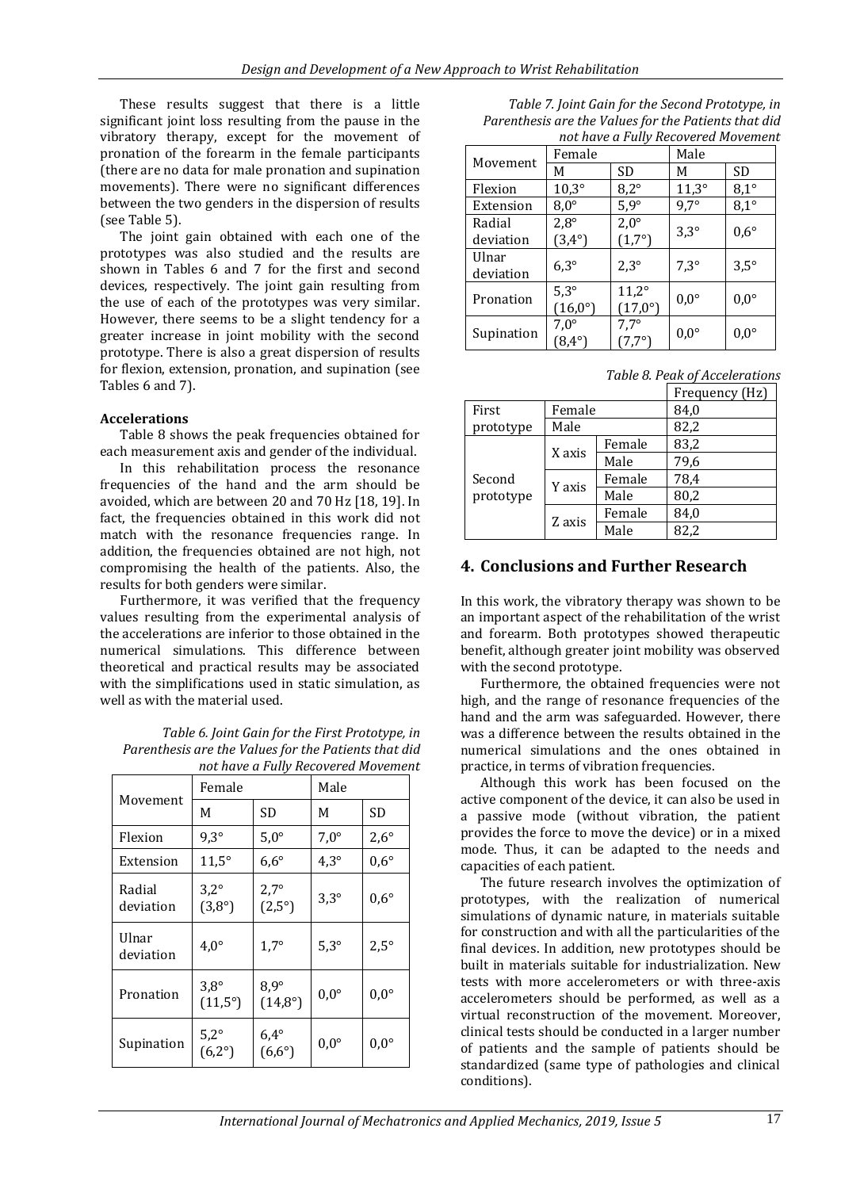These results suggest that there is a little significant joint loss resulting from the pause in the vibratory therapy, except for the movement of pronation of the forearm in the female participants (there are no data for male pronation and supination movements). There were no significant differences between the two genders in the dispersion of results (see Table 5).

The joint gain obtained with each one of the prototypes was also studied and the results are shown in Tables 6 and 7 for the first and second devices, respectively. The joint gain resulting from the use of each of the prototypes was very similar. However, there seems to be a slight tendency for a greater increase in joint mobility with the second prototype. There is also a great dispersion of results for flexion, extension, pronation, and supination (see Tables 6 and 7).

**Accelerations**

Table 8 shows the peak frequencies obtained for each measurement axis and gender of the individual.

In this rehabilitation process the resonance frequencies of the hand and the arm should be avoided, which are between 20 and 70 Hz [18, 19]. In fact, the frequencies obtained in this work did not match with the resonance frequencies range. In addition, the frequencies obtained are not high, not compromising the health of the patients. Also, the results for both genders were similar.

Furthermore, it was verified that the frequency values resulting from the experimental analysis of the accelerations are inferior to those obtained in the numerical simulations. This difference between theoretical and practical results may be associated with the simplifications used in static simulation, as well as with the material used.

*Table 6. Joint Gain for the First Prototype, in Parenthesis are the Values for the Patients that did not have a Fully Recovered Movement*

| Movement | Female | | Male | |
|---|---|---|---|---|
| | M | SD | M | SD |
| Flexion | 9,3° | 5,0° | 7,0° | 2,6° |
| Extension | 11,5° | 6,6° | 4,3° | 0,6° |
| Radial deviation | 3,2° (3,8°) | 2,7° (2,5°) | 3,3° | 0,6° |
| Ulnar deviation | 4,0° | 1,7° | 5,3° | 2,5° |
| Pronation | 3,8° (11,5°) | 8,9° (14,8°) | 0,0° | 0,0° |
| Supination | 5,2° (6,2°) | 6,4° (6,6°) | 0,0° | 0,0° |

*Table 7. Joint Gain for the Second Prototype, in Parenthesis are the Values for the Patients that did not have a Fully Recovered Movement*

| Movement | Female | | Male | |
|---|---|---|---|---|
| | M | SD | M | SD |
| Flexion | 10,3° | 8,2° | 11,3° | 8,1° |
| Extension | 8,0° | 5,9° | 9,7° | 8,1° |
| Radial deviation | 2,8° (3,4°) | 2,0° (1,7°) | 3,3° | 0,6° |
| Ulnar deviation | 6,3° | 2,3° | 7,3° | 3,5° |
| Pronation | 5,3° (16,0°) | 11,2° (17,0°) | 0,0° | 0,0° |
| Supination | 7,0° (8,4°) | 7,7° (7,7°) | 0,0° | 0,0° |

*Table 8. Peak of Accelerations*

| | | | Frequency (Hz) |
|---|---|---|---|
| First prototype | Female | | 84,0 |
| | Male | | 82,2 |
| Second prototype | X axis | Female | 83,2 |
| | | Male | 79,6 |
| | Y axis | Female | 78,4 |
| | | Male | 80,2 |
| | Z axis | Female | 84,0 |
| | | Male | 82,2 |

## 4. Conclusions and Further Research

In this work, the vibratory therapy was shown to be an important aspect of the rehabilitation of the wrist and forearm. Both prototypes showed therapeutic benefit, although greater joint mobility was observed with the second prototype.

Furthermore, the obtained frequencies were not high, and the range of resonance frequencies of the hand and the arm was safeguarded. However, there was a difference between the results obtained in the numerical simulations and the ones obtained in practice, in terms of vibration frequencies.

Although this work has been focused on the active component of the device, it can also be used in a passive mode (without vibration, the patient provides the force to move the device) or in a mixed mode. Thus, it can be adapted to the needs and capacities of each patient.

The future research involves the optimization of prototypes, with the realization of numerical simulations of dynamic nature, in materials suitable for construction and with all the particularities of the final devices. In addition, new prototypes should be built in materials suitable for industrialization. New tests with more accelerometers or with three-axis accelerometers should be performed, as well as a virtual reconstruction of the movement. Moreover, clinical tests should be conducted in a larger number of patients and the sample of patients should be standardized (same type of pathologies and clinical conditions).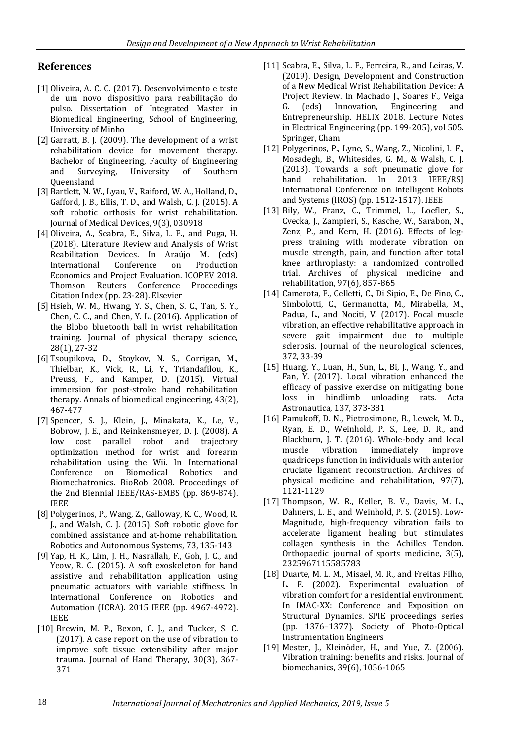## References

[1] Oliveira, A. C. C. (2017). Desenvolvimento e teste de um novo dispositivo para reabilitação do pulso. Dissertation of Integrated Master in Biomedical Engineering, School of Engineering, University of Minho

[2] Garratt, B. J. (2009). The development of a wrist rehabilitation device for movement therapy. Bachelor of Engineering, Faculty of Engineering and Surveying, University of Southern Queensland

[3] Bartlett, N. W., Lyau, V., Raiford, W. A., Holland, D., Gafford, J. B., Ellis, T. D., and Walsh, C. J. (2015). A soft robotic orthosis for wrist rehabilitation. Journal of Medical Devices, 9(3), 030918

[4] Oliveira, A., Seabra, E., Silva, L. F., and Puga, H. (2018). Literature Review and Analysis of Wrist Reabilitation Devices. In Araújo M. (eds) International Conference on Production Economics and Project Evaluation. ICOPEV 2018. Thomson Reuters Conference Proceedings Citation Index (pp. 23-28). Elsevier

[5] Hsieh, W. M., Hwang, Y. S., Chen, S. C., Tan, S. Y., Chen, C. C., and Chen, Y. L. (2016). Application of the Blobo bluetooth ball in wrist rehabilitation training. Journal of physical therapy science, 28(1), 27-32

[6] Tsoupikova, D., Stoykov, N. S., Corrigan, M., Thielbar, K., Vick, R., Li, Y., Triandafilou, K., Preuss, F., and Kamper, D. (2015). Virtual immersion for post-stroke hand rehabilitation therapy. Annals of biomedical engineering, 43(2), 467-477

[7] Spencer, S. J., Klein, J., Minakata, K., Le, V., Bobrow, J. E., and Reinkensmeyer, D. J. (2008). A low cost parallel robot and trajectory optimization method for wrist and forearm rehabilitation using the Wii. In International Conference on Biomedical Robotics and Biomechatronics. BioRob 2008. Proceedings of the 2nd Biennial IEEE/RAS-EMBS (pp. 869-874). IEEE

[8] Polygerinos, P., Wang, Z., Galloway, K. C., Wood, R. J., and Walsh, C. J. (2015). Soft robotic glove for combined assistance and at-home rehabilitation. Robotics and Autonomous Systems, 73, 135-143

[9] Yap, H. K., Lim, J. H., Nasrallah, F., Goh, J. C., and Yeow, R. C. (2015). A soft exoskeleton for hand assistive and rehabilitation application using pneumatic actuators with variable stiffness. In International Conference on Robotics and Automation (ICRA). 2015 IEEE (pp. 4967-4972). IEEE

[10] Brewin, M. P., Bexon, C. J., and Tucker, S. C. (2017). A case report on the use of vibration to improve soft tissue extensibility after major trauma. Journal of Hand Therapy, 30(3), 367-371

[11] Seabra, E., Silva, L. F., Ferreira, R., and Leiras, V. (2019). Design, Development and Construction of a New Medical Wrist Rehabilitation Device: A Project Review. In Machado J., Soares F., Veiga G. (eds) Innovation, Engineering and Entrepreneurship. HELIX 2018. Lecture Notes in Electrical Engineering (pp. 199-205), vol 505. Springer, Cham

[12] Polygerinos, P., Lyne, S., Wang, Z., Nicolini, L. F., Mosadegh, B., Whitesides, G. M., & Walsh, C. J. (2013). Towards a soft pneumatic glove for hand rehabilitation. In 2013 IEEE/RSJ International Conference on Intelligent Robots and Systems (IROS) (pp. 1512-1517). IEEE

[13] Bily, W., Franz, C., Trimmel, L., Loefler, S., Cvecka, J., Zampieri, S., Kasche, W., Sarabon, N., Zenz, P., and Kern, H. (2016). Effects of leg-press training with moderate vibration on muscle strength, pain, and function after total knee arthroplasty: a randomized controlled trial. Archives of physical medicine and rehabilitation, 97(6), 857-865

[14] Camerota, F., Celletti, C., Di Sipio, E., De Fino, C., Simbolotti, C., Germanotta, M., Mirabella, M., Padua, L., and Nociti, V. (2017). Focal muscle vibration, an effective rehabilitative approach in severe gait impairment due to multiple sclerosis. Journal of the neurological sciences, 372, 33-39

[15] Huang, Y., Luan, H., Sun, L., Bi, J., Wang, Y., and Fan, Y. (2017). Local vibration enhanced the efficacy of passive exercise on mitigating bone loss in hindlimb unloading rats. Acta Astronautica, 137, 373-381

[16] Pamukoff, D. N., Pietrosimone, B., Lewek, M. D., Ryan, E. D., Weinhold, P. S., Lee, D. R., and Blackburn, J. T. (2016). Whole-body and local muscle vibration immediately improve quadriceps function in individuals with anterior cruciate ligament reconstruction. Archives of physical medicine and rehabilitation, 97(7), 1121-1129

[17] Thompson, W. R., Keller, B. V., Davis, M. L., Dahners, L. E., and Weinhold, P. S. (2015). Low-Magnitude, high-frequency vibration fails to accelerate ligament healing but stimulates collagen synthesis in the Achilles Tendon. Orthopaedic journal of sports medicine, 3(5), 2325967115585783

[18] Duarte, M. L. M., Misael, M. R., and Freitas Filho, L. E. (2002). Experimental evaluation of vibration comfort for a residential environment. In IMAC-XX: Conference and Exposition on Structural Dynamics. SPIE proceedings series (pp. 1376–1377). Society of Photo-Optical Instrumentation Engineers

[19] Mester, J., Kleinöder, H., and Yue, Z. (2006). Vibration training: benefits and risks. Journal of biomechanics, 39(6), 1056-1065